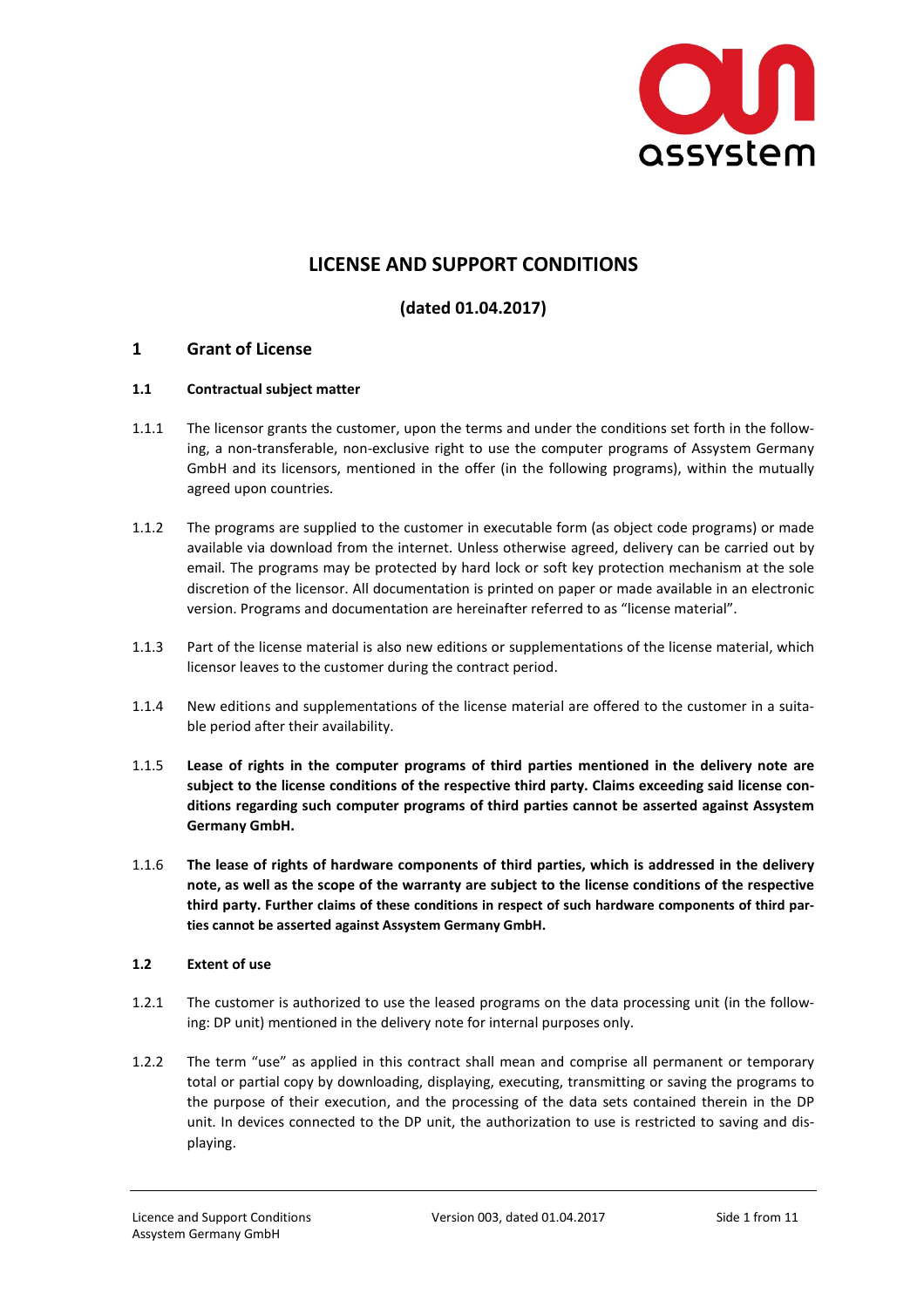# LICENSE AND SUPPORT CONDITIONS

## (dated 01.04.2017)

## 1 Grant of License

### 1.1 Contractual subject matter

1.1.1 The licensor grants the customer, upon the terms and under the conditions set forth in the following, a non-transferable, non-exclusive right to use the computer programs of Assystem Germany GmbH and its licensors, mentioned in the offer (in the following programs), within the mutually agreed upon countries.

1.1.2 The programs are supplied to the customer in executable form (as object code programs) or made available via download from the internet. Unless otherwise agreed, delivery can be carried out by email. The programs may be protected by hard lock or soft key protection mechanism at the sole discretion of the licensor. All documentation is printed on paper or made available in an electronic version. Programs and documentation are hereinafter referred to as "license material".

1.1.3 Part of the license material is also new editions or supplementations of the license material, which licensor leaves to the customer during the contract period.

1.1.4 New editions and supplementations of the license material are offered to the customer in a suitable period after their availability.

1.1.5 **Lease of rights in the computer programs of third parties mentioned in the delivery note are subject to the license conditions of the respective third party. Claims exceeding said license conditions regarding such computer programs of third parties cannot be asserted against Assystem Germany GmbH.**

1.1.6 **The lease of rights of hardware components of third parties, which is addressed in the delivery note, as well as the scope of the warranty are subject to the license conditions of the respective third party. Further claims of these conditions in respect of such hardware components of third parties cannot be asserted against Assystem Germany GmbH.**

### 1.2 Extent of use

1.2.1 The customer is authorized to use the leased programs on the data processing unit (in the following: DP unit) mentioned in the delivery note for internal purposes only.

1.2.2 The term "use" as applied in this contract shall mean and comprise all permanent or temporary total or partial copy by downloading, displaying, executing, transmitting or saving the programs to the purpose of their execution, and the processing of the data sets contained therein in the DP unit. In devices connected to the DP unit, the authorization to use is restricted to saving and displaying.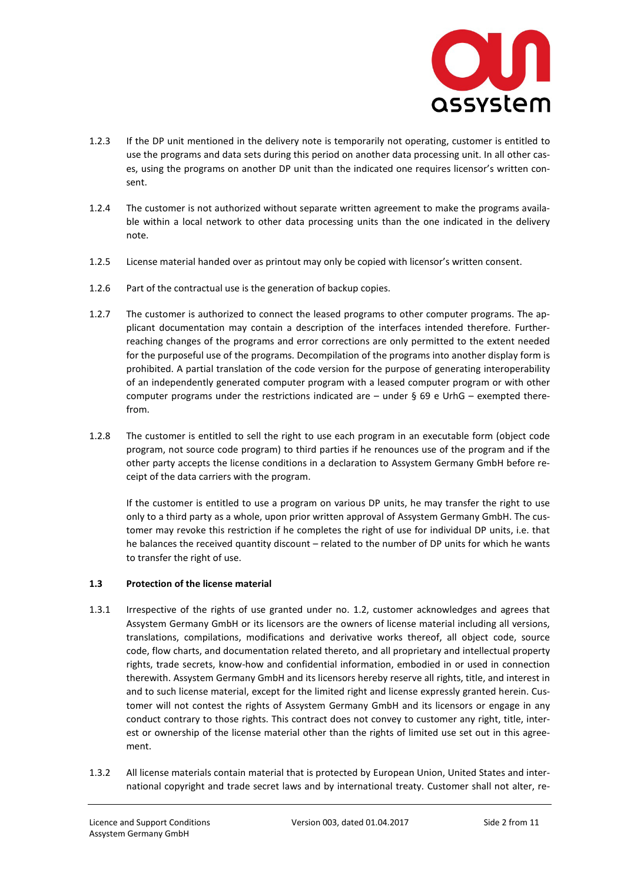1.2.3 If the DP unit mentioned in the delivery note is temporarily not operating, customer is entitled to use the programs and data sets during this period on another data processing unit. In all other cases, using the programs on another DP unit than the indicated one requires licensor's written consent.

1.2.4 The customer is not authorized without separate written agreement to make the programs available within a local network to other data processing units than the one indicated in the delivery note.

1.2.5 License material handed over as printout may only be copied with licensor's written consent.

1.2.6 Part of the contractual use is the generation of backup copies.

1.2.7 The customer is authorized to connect the leased programs to other computer programs. The applicant documentation may contain a description of the interfaces intended therefore. Further-reaching changes of the programs and error corrections are only permitted to the extent needed for the purposeful use of the programs. Decompilation of the programs into another display form is prohibited. A partial translation of the code version for the purpose of generating interoperability of an independently generated computer program with a leased computer program or with other computer programs under the restrictions indicated are – under § 69 e UrhG – exempted therefrom.

1.2.8 The customer is entitled to sell the right to use each program in an executable form (object code program, not source code program) to third parties if he renounces use of the program and if the other party accepts the license conditions in a declaration to Assystem Germany GmbH before receipt of the data carriers with the program.

If the customer is entitled to use a program on various DP units, he may transfer the right to use only to a third party as a whole, upon prior written approval of Assystem Germany GmbH. The customer may revoke this restriction if he completes the right of use for individual DP units, i.e. that he balances the received quantity discount – related to the number of DP units for which he wants to transfer the right of use.

### 1.3 Protection of the license material

1.3.1 Irrespective of the rights of use granted under no. 1.2, customer acknowledges and agrees that Assystem Germany GmbH or its licensors are the owners of license material including all versions, translations, compilations, modifications and derivative works thereof, all object code, source code, flow charts, and documentation related thereto, and all proprietary and intellectual property rights, trade secrets, know-how and confidential information, embodied in or used in connection therewith. Assystem Germany GmbH and its licensors hereby reserve all rights, title, and interest in and to such license material, except for the limited right and license expressly granted herein. Customer will not contest the rights of Assystem Germany GmbH and its licensors or engage in any conduct contrary to those rights. This contract does not convey to customer any right, title, interest or ownership of the license material other than the rights of limited use set out in this agreement.

1.3.2 All license materials contain material that is protected by European Union, United States and international copyright and trade secret laws and by international treaty. Customer shall not alter, re-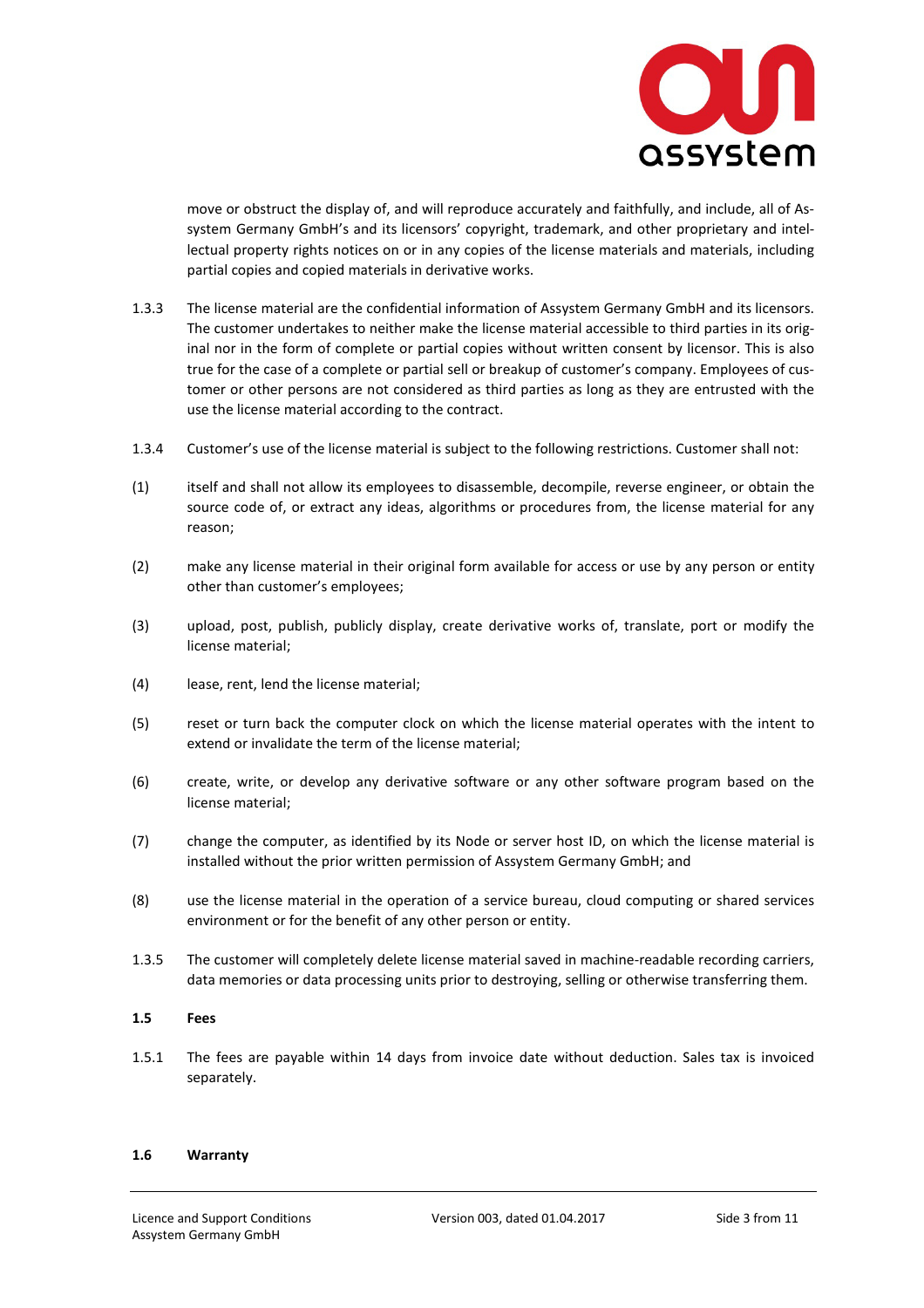move or obstruct the display of, and will reproduce accurately and faithfully, and include, all of Assystem Germany GmbH's and its licensors' copyright, trademark, and other proprietary and intellectual property rights notices on or in any copies of the license materials and materials, including partial copies and copied materials in derivative works.

1.3.3 The license material are the confidential information of Assystem Germany GmbH and its licensors. The customer undertakes to neither make the license material accessible to third parties in its original nor in the form of complete or partial copies without written consent by licensor. This is also true for the case of a complete or partial sell or breakup of customer's company. Employees of customer or other persons are not considered as third parties as long as they are entrusted with the use the license material according to the contract.

1.3.4 Customer's use of the license material is subject to the following restrictions. Customer shall not:

(1) itself and shall not allow its employees to disassemble, decompile, reverse engineer, or obtain the source code of, or extract any ideas, algorithms or procedures from, the license material for any reason;

(2) make any license material in their original form available for access or use by any person or entity other than customer's employees;

(3) upload, post, publish, publicly display, create derivative works of, translate, port or modify the license material;

(4) lease, rent, lend the license material;

(5) reset or turn back the computer clock on which the license material operates with the intent to extend or invalidate the term of the license material;

(6) create, write, or develop any derivative software or any other software program based on the license material;

(7) change the computer, as identified by its Node or server host ID, on which the license material is installed without the prior written permission of Assystem Germany GmbH; and

(8) use the license material in the operation of a service bureau, cloud computing or shared services environment or for the benefit of any other person or entity.

1.3.5 The customer will completely delete license material saved in machine-readable recording carriers, data memories or data processing units prior to destroying, selling or otherwise transferring them.

### 1.5 Fees

1.5.1 The fees are payable within 14 days from invoice date without deduction. Sales tax is invoiced separately.

### 1.6 Warranty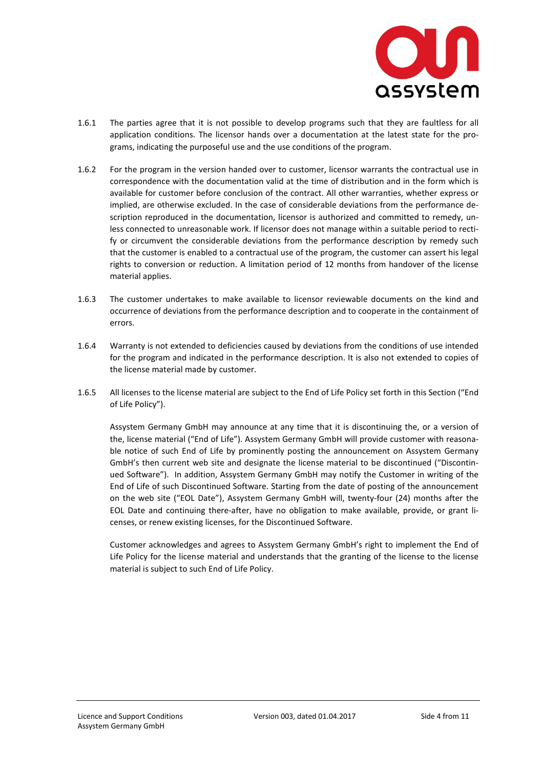1.6.1 The parties agree that it is not possible to develop programs such that they are faultless for all application conditions. The licensor hands over a documentation at the latest state for the programs, indicating the purposeful use and the use conditions of the program.

1.6.2 For the program in the version handed over to customer, licensor warrants the contractual use in correspondence with the documentation valid at the time of distribution and in the form which is available for customer before conclusion of the contract. All other warranties, whether express or implied, are otherwise excluded. In the case of considerable deviations from the performance description reproduced in the documentation, licensor is authorized and committed to remedy, unless connected to unreasonable work. If licensor does not manage within a suitable period to rectify or circumvent the considerable deviations from the performance description by remedy such that the customer is enabled to a contractual use of the program, the customer can assert his legal rights to conversion or reduction. A limitation period of 12 months from handover of the license material applies.

1.6.3 The customer undertakes to make available to licensor reviewable documents on the kind and occurrence of deviations from the performance description and to cooperate in the containment of errors.

1.6.4 Warranty is not extended to deficiencies caused by deviations from the conditions of use intended for the program and indicated in the performance description. It is also not extended to copies of the license material made by customer.

1.6.5 All licenses to the license material are subject to the End of Life Policy set forth in this Section ("End of Life Policy").

Assystem Germany GmbH may announce at any time that it is discontinuing the, or a version of the, license material ("End of Life"). Assystem Germany GmbH will provide customer with reasonable notice of such End of Life by prominently posting the announcement on Assystem Germany GmbH's then current web site and designate the license material to be discontinued ("Discontinued Software"). In addition, Assystem Germany GmbH may notify the Customer in writing of the End of Life of such Discontinued Software. Starting from the date of posting of the announcement on the web site ("EOL Date"), Assystem Germany GmbH will, twenty-four (24) months after the EOL Date and continuing there-after, have no obligation to make available, provide, or grant licenses, or renew existing licenses, for the Discontinued Software.

Customer acknowledges and agrees to Assystem Germany GmbH's right to implement the End of Life Policy for the license material and understands that the granting of the license to the license material is subject to such End of Life Policy.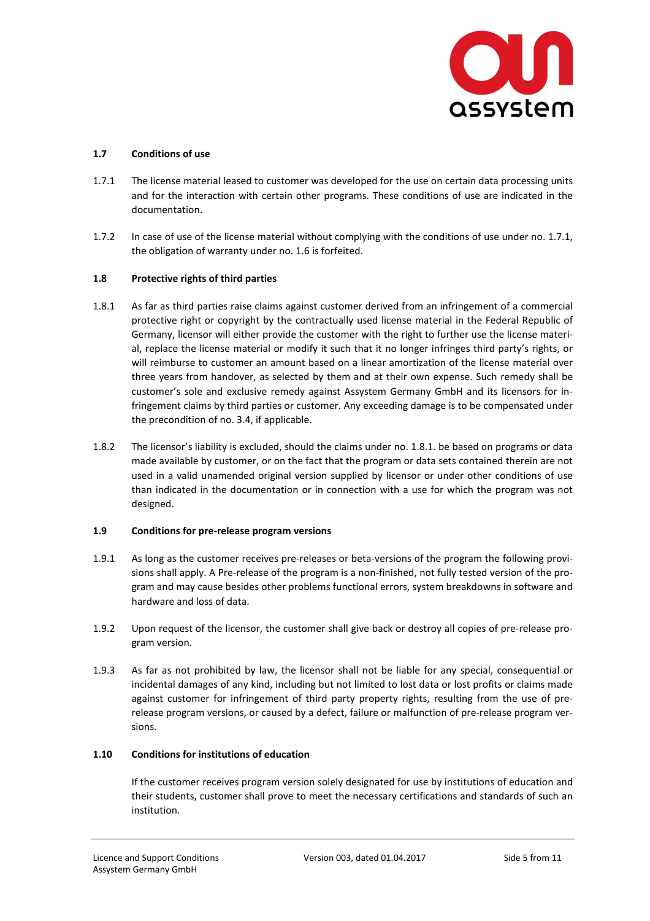### 1.7 Conditions of use

1.7.1 The license material leased to customer was developed for the use on certain data processing units and for the interaction with certain other programs. These conditions of use are indicated in the documentation.

1.7.2 In case of use of the license material without complying with the conditions of use under no. 1.7.1, the obligation of warranty under no. 1.6 is forfeited.

### 1.8 Protective rights of third parties

1.8.1 As far as third parties raise claims against customer derived from an infringement of a commercial protective right or copyright by the contractually used license material in the Federal Republic of Germany, licensor will either provide the customer with the right to further use the license material, replace the license material or modify it such that it no longer infringes third party's rights, or will reimburse to customer an amount based on a linear amortization of the license material over three years from handover, as selected by them and at their own expense. Such remedy shall be customer's sole and exclusive remedy against Assystem Germany GmbH and its licensors for infringement claims by third parties or customer. Any exceeding damage is to be compensated under the precondition of no. 3.4, if applicable.

1.8.2 The licensor's liability is excluded, should the claims under no. 1.8.1. be based on programs or data made available by customer, or on the fact that the program or data sets contained therein are not used in a valid unamended original version supplied by licensor or under other conditions of use than indicated in the documentation or in connection with a use for which the program was not designed.

### 1.9 Conditions for pre-release program versions

1.9.1 As long as the customer receives pre-releases or beta-versions of the program the following provisions shall apply. A Pre-release of the program is a non-finished, not fully tested version of the program and may cause besides other problems functional errors, system breakdowns in software and hardware and loss of data.

1.9.2 Upon request of the licensor, the customer shall give back or destroy all copies of pre-release program version.

1.9.3 As far as not prohibited by law, the licensor shall not be liable for any special, consequential or incidental damages of any kind, including but not limited to lost data or lost profits or claims made against customer for infringement of third party property rights, resulting from the use of pre-release program versions, or caused by a defect, failure or malfunction of pre-release program versions.

### 1.10 Conditions for institutions of education

If the customer receives program version solely designated for use by institutions of education and their students, customer shall prove to meet the necessary certifications and standards of such an institution.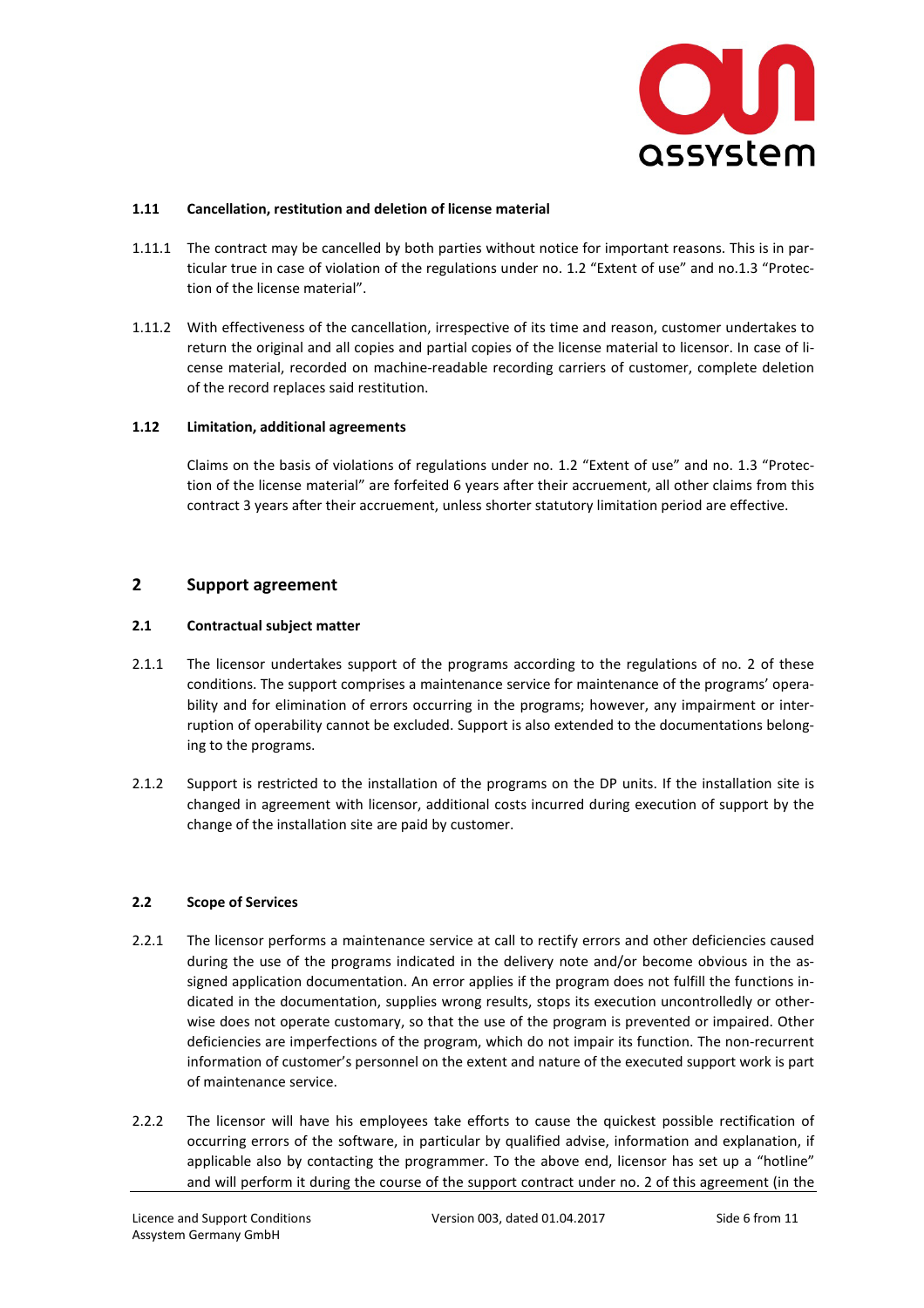#### 1.11 Cancellation, restitution and deletion of license material

1.11.1 The contract may be cancelled by both parties without notice for important reasons. This is in particular true in case of violation of the regulations under no. 1.2 "Extent of use" and no.1.3 "Protection of the license material".

1.11.2 With effectiveness of the cancellation, irrespective of its time and reason, customer undertakes to return the original and all copies and partial copies of the license material to licensor. In case of license material, recorded on machine-readable recording carriers of customer, complete deletion of the record replaces said restitution.

#### 1.12 Limitation, additional agreements

Claims on the basis of violations of regulations under no. 1.2 "Extent of use" and no. 1.3 "Protection of the license material" are forfeited 6 years after their accruement, all other claims from this contract 3 years after their accruement, unless shorter statutory limitation period are effective.

## 2 Support agreement

#### 2.1 Contractual subject matter

2.1.1 The licensor undertakes support of the programs according to the regulations of no. 2 of these conditions. The support comprises a maintenance service for maintenance of the programs' operability and for elimination of errors occurring in the programs; however, any impairment or interruption of operability cannot be excluded. Support is also extended to the documentations belonging to the programs.

2.1.2 Support is restricted to the installation of the programs on the DP units. If the installation site is changed in agreement with licensor, additional costs incurred during execution of support by the change of the installation site are paid by customer.

#### 2.2 Scope of Services

2.2.1 The licensor performs a maintenance service at call to rectify errors and other deficiencies caused during the use of the programs indicated in the delivery note and/or become obvious in the assigned application documentation. An error applies if the program does not fulfill the functions indicated in the documentation, supplies wrong results, stops its execution uncontrolledly or otherwise does not operate customary, so that the use of the program is prevented or impaired. Other deficiencies are imperfections of the program, which do not impair its function. The non-recurrent information of customer's personnel on the extent and nature of the executed support work is part of maintenance service.

2.2.2 The licensor will have his employees take efforts to cause the quickest possible rectification of occurring errors of the software, in particular by qualified advise, information and explanation, if applicable also by contacting the programmer. To the above end, licensor has set up a "hotline" and will perform it during the course of the support contract under no. 2 of this agreement (in the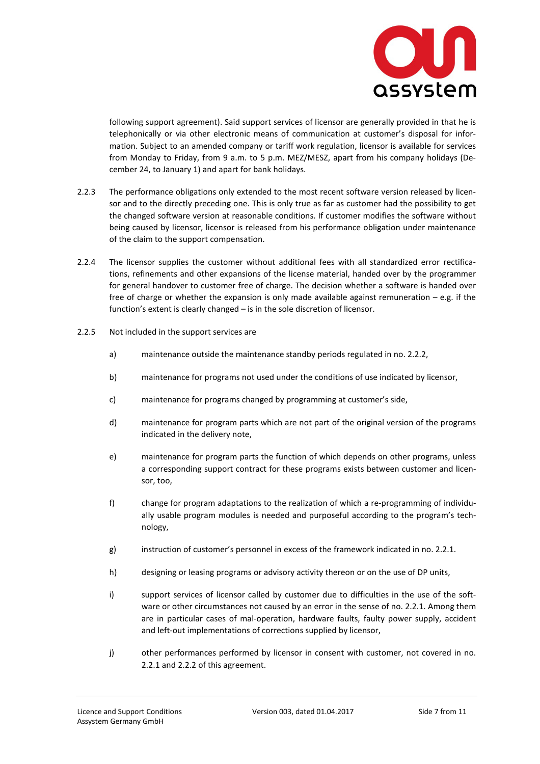following support agreement). Said support services of licensor are generally provided in that he is telephonically or via other electronic means of communication at customer's disposal for information. Subject to an amended company or tariff work regulation, licensor is available for services from Monday to Friday, from 9 a.m. to 5 p.m. MEZ/MESZ, apart from his company holidays (December 24, to January 1) and apart for bank holidays.

2.2.3 The performance obligations only extended to the most recent software version released by licensor and to the directly preceding one. This is only true as far as customer had the possibility to get the changed software version at reasonable conditions. If customer modifies the software without being caused by licensor, licensor is released from his performance obligation under maintenance of the claim to the support compensation.

2.2.4 The licensor supplies the customer without additional fees with all standardized error rectifications, refinements and other expansions of the license material, handed over by the programmer for general handover to customer free of charge. The decision whether a software is handed over free of charge or whether the expansion is only made available against remuneration – e.g. if the function's extent is clearly changed – is in the sole discretion of licensor.

2.2.5 Not included in the support services are

a) maintenance outside the maintenance standby periods regulated in no. 2.2.2,

b) maintenance for programs not used under the conditions of use indicated by licensor,

c) maintenance for programs changed by programming at customer's side,

d) maintenance for program parts which are not part of the original version of the programs indicated in the delivery note,

e) maintenance for program parts the function of which depends on other programs, unless a corresponding support contract for these programs exists between customer and licensor, too,

f) change for program adaptations to the realization of which a re-programming of individually usable program modules is needed and purposeful according to the program's technology,

g) instruction of customer's personnel in excess of the framework indicated in no. 2.2.1.

h) designing or leasing programs or advisory activity thereon or on the use of DP units,

i) support services of licensor called by customer due to difficulties in the use of the software or other circumstances not caused by an error in the sense of no. 2.2.1. Among them are in particular cases of mal-operation, hardware faults, faulty power supply, accident and left-out implementations of corrections supplied by licensor,

j) other performances performed by licensor in consent with customer, not covered in no. 2.2.1 and 2.2.2 of this agreement.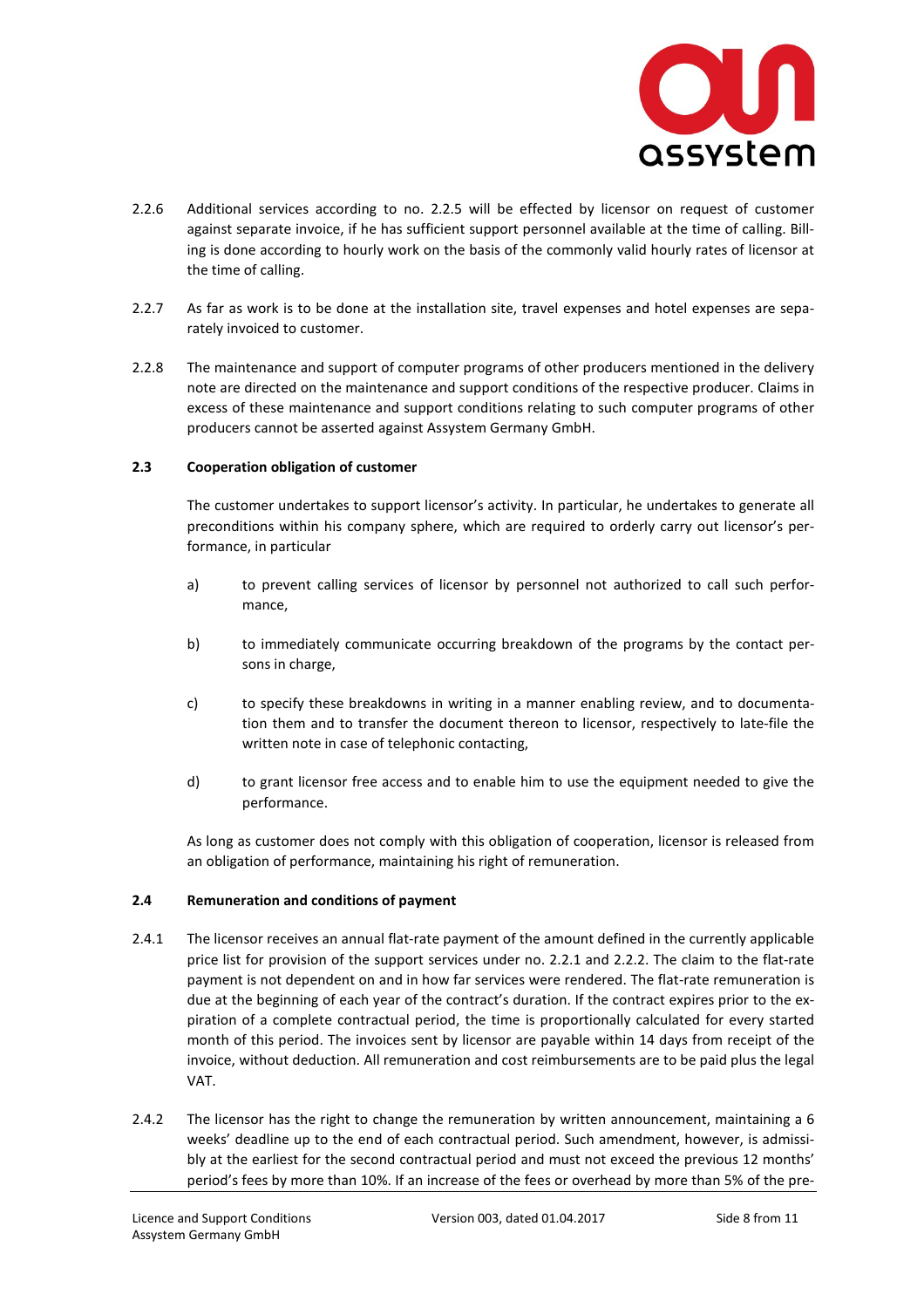2.2.6 Additional services according to no. 2.2.5 will be effected by licensor on request of customer against separate invoice, if he has sufficient support personnel available at the time of calling. Billing is done according to hourly work on the basis of the commonly valid hourly rates of licensor at the time of calling.

2.2.7 As far as work is to be done at the installation site, travel expenses and hotel expenses are separately invoiced to customer.

2.2.8 The maintenance and support of computer programs of other producers mentioned in the delivery note are directed on the maintenance and support conditions of the respective producer. Claims in excess of these maintenance and support conditions relating to such computer programs of other producers cannot be asserted against Assystem Germany GmbH.

### 2.3 Cooperation obligation of customer

The customer undertakes to support licensor's activity. In particular, he undertakes to generate all preconditions within his company sphere, which are required to orderly carry out licensor's performance, in particular

a) to prevent calling services of licensor by personnel not authorized to call such performance,

b) to immediately communicate occurring breakdown of the programs by the contact persons in charge,

c) to specify these breakdowns in writing in a manner enabling review, and to documentation them and to transfer the document thereon to licensor, respectively to late-file the written note in case of telephonic contacting,

d) to grant licensor free access and to enable him to use the equipment needed to give the performance.

As long as customer does not comply with this obligation of cooperation, licensor is released from an obligation of performance, maintaining his right of remuneration.

### 2.4 Remuneration and conditions of payment

2.4.1 The licensor receives an annual flat-rate payment of the amount defined in the currently applicable price list for provision of the support services under no. 2.2.1 and 2.2.2. The claim to the flat-rate payment is not dependent on and in how far services were rendered. The flat-rate remuneration is due at the beginning of each year of the contract's duration. If the contract expires prior to the expiration of a complete contractual period, the time is proportionally calculated for every started month of this period. The invoices sent by licensor are payable within 14 days from receipt of the invoice, without deduction. All remuneration and cost reimbursements are to be paid plus the legal VAT.

2.4.2 The licensor has the right to change the remuneration by written announcement, maintaining a 6 weeks' deadline up to the end of each contractual period. Such amendment, however, is admissibly at the earliest for the second contractual period and must not exceed the previous 12 months' period's fees by more than 10%. If an increase of the fees or overhead by more than 5% of the pre-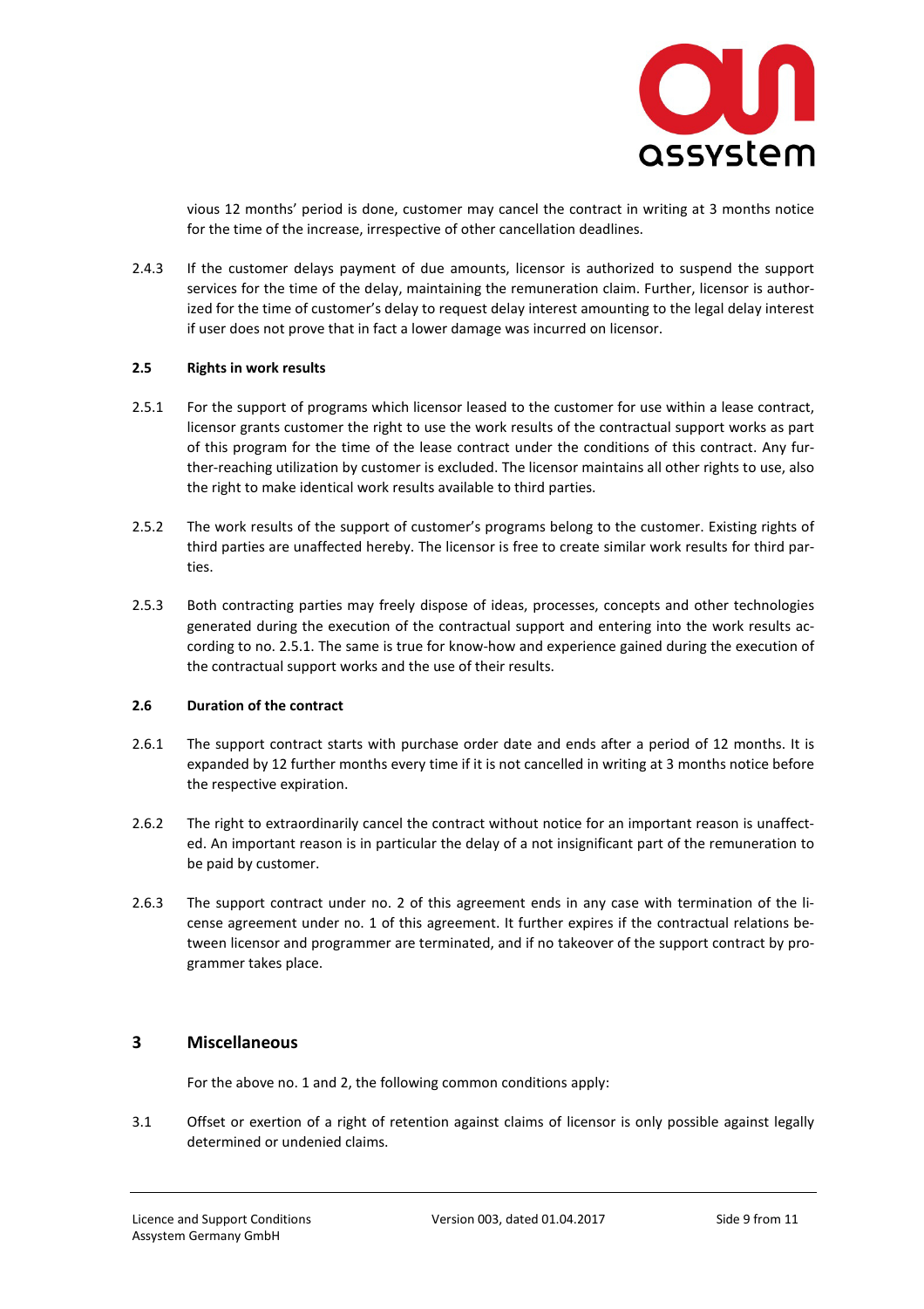vious 12 months' period is done, customer may cancel the contract in writing at 3 months notice for the time of the increase, irrespective of other cancellation deadlines.

2.4.3 If the customer delays payment of due amounts, licensor is authorized to suspend the support services for the time of the delay, maintaining the remuneration claim. Further, licensor is authorized for the time of customer's delay to request delay interest amounting to the legal delay interest if user does not prove that in fact a lower damage was incurred on licensor.

### 2.5 Rights in work results

2.5.1 For the support of programs which licensor leased to the customer for use within a lease contract, licensor grants customer the right to use the work results of the contractual support works as part of this program for the time of the lease contract under the conditions of this contract. Any further-reaching utilization by customer is excluded. The licensor maintains all other rights to use, also the right to make identical work results available to third parties.

2.5.2 The work results of the support of customer's programs belong to the customer. Existing rights of third parties are unaffected hereby. The licensor is free to create similar work results for third parties.

2.5.3 Both contracting parties may freely dispose of ideas, processes, concepts and other technologies generated during the execution of the contractual support and entering into the work results according to no. 2.5.1. The same is true for know-how and experience gained during the execution of the contractual support works and the use of their results.

### 2.6 Duration of the contract

2.6.1 The support contract starts with purchase order date and ends after a period of 12 months. It is expanded by 12 further months every time if it is not cancelled in writing at 3 months notice before the respective expiration.

2.6.2 The right to extraordinarily cancel the contract without notice for an important reason is unaffected. An important reason is in particular the delay of a not insignificant part of the remuneration to be paid by customer.

2.6.3 The support contract under no. 2 of this agreement ends in any case with termination of the license agreement under no. 1 of this agreement. It further expires if the contractual relations between licensor and programmer are terminated, and if no takeover of the support contract by programmer takes place.

## 3 Miscellaneous

For the above no. 1 and 2, the following common conditions apply:

3.1 Offset or exertion of a right of retention against claims of licensor is only possible against legally determined or undenied claims.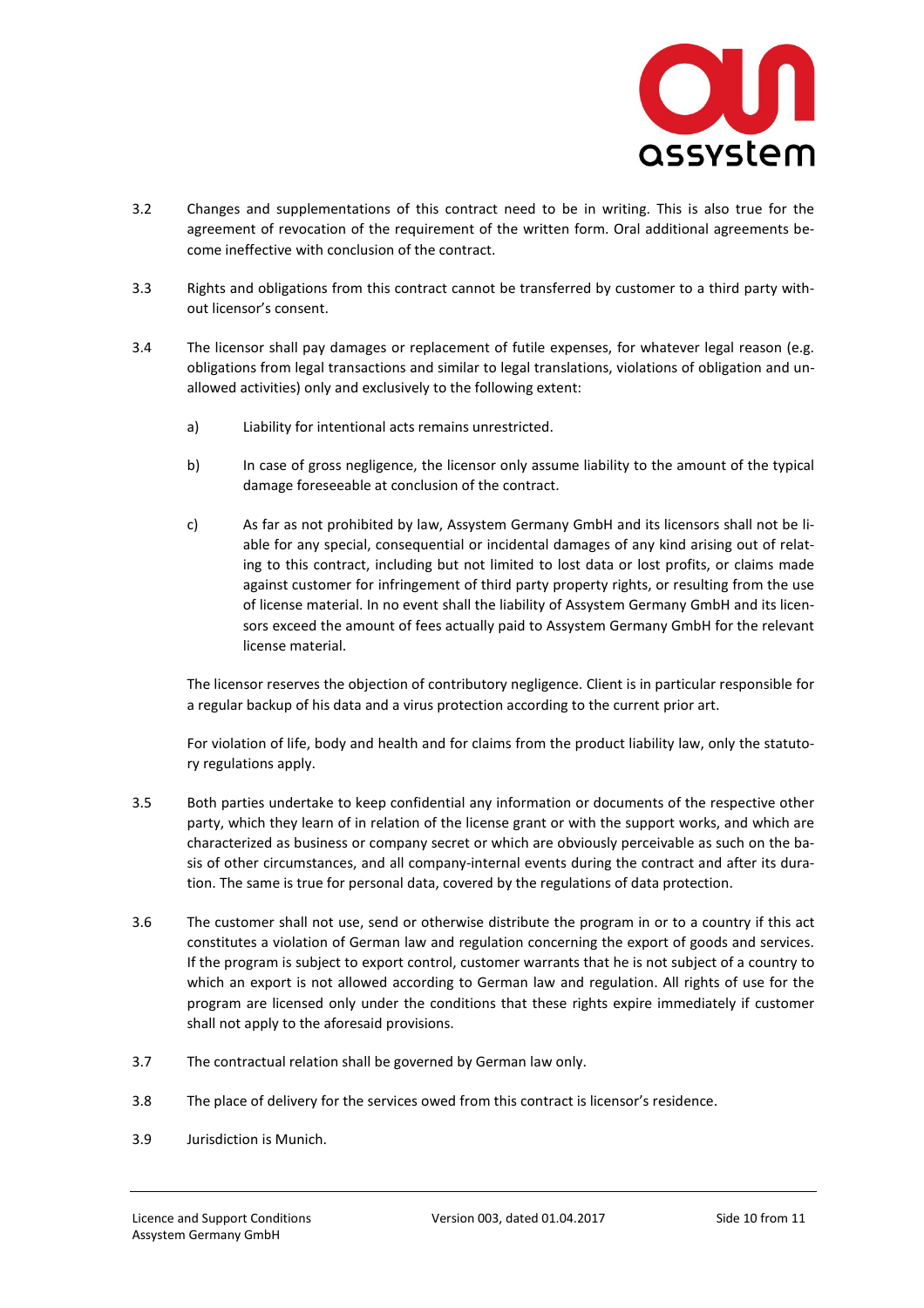3.2 Changes and supplementations of this contract need to be in writing. This is also true for the agreement of revocation of the requirement of the written form. Oral additional agreements become ineffective with conclusion of the contract.

3.3 Rights and obligations from this contract cannot be transferred by customer to a third party without licensor's consent.

3.4 The licensor shall pay damages or replacement of futile expenses, for whatever legal reason (e.g. obligations from legal transactions and similar to legal translations, violations of obligation and unallowed activities) only and exclusively to the following extent:

a) Liability for intentional acts remains unrestricted.

b) In case of gross negligence, the licensor only assume liability to the amount of the typical damage foreseeable at conclusion of the contract.

c) As far as not prohibited by law, Assystem Germany GmbH and its licensors shall not be liable for any special, consequential or incidental damages of any kind arising out of relating to this contract, including but not limited to lost data or lost profits, or claims made against customer for infringement of third party property rights, or resulting from the use of license material. In no event shall the liability of Assystem Germany GmbH and its licensors exceed the amount of fees actually paid to Assystem Germany GmbH for the relevant license material.

The licensor reserves the objection of contributory negligence. Client is in particular responsible for a regular backup of his data and a virus protection according to the current prior art.

For violation of life, body and health and for claims from the product liability law, only the statutory regulations apply.

3.5 Both parties undertake to keep confidential any information or documents of the respective other party, which they learn of in relation of the license grant or with the support works, and which are characterized as business or company secret or which are obviously perceivable as such on the basis of other circumstances, and all company-internal events during the contract and after its duration. The same is true for personal data, covered by the regulations of data protection.

3.6 The customer shall not use, send or otherwise distribute the program in or to a country if this act constitutes a violation of German law and regulation concerning the export of goods and services. If the program is subject to export control, customer warrants that he is not subject of a country to which an export is not allowed according to German law and regulation. All rights of use for the program are licensed only under the conditions that these rights expire immediately if customer shall not apply to the aforesaid provisions.

3.7 The contractual relation shall be governed by German law only.

3.8 The place of delivery for the services owed from this contract is licensor's residence.

3.9 Jurisdiction is Munich.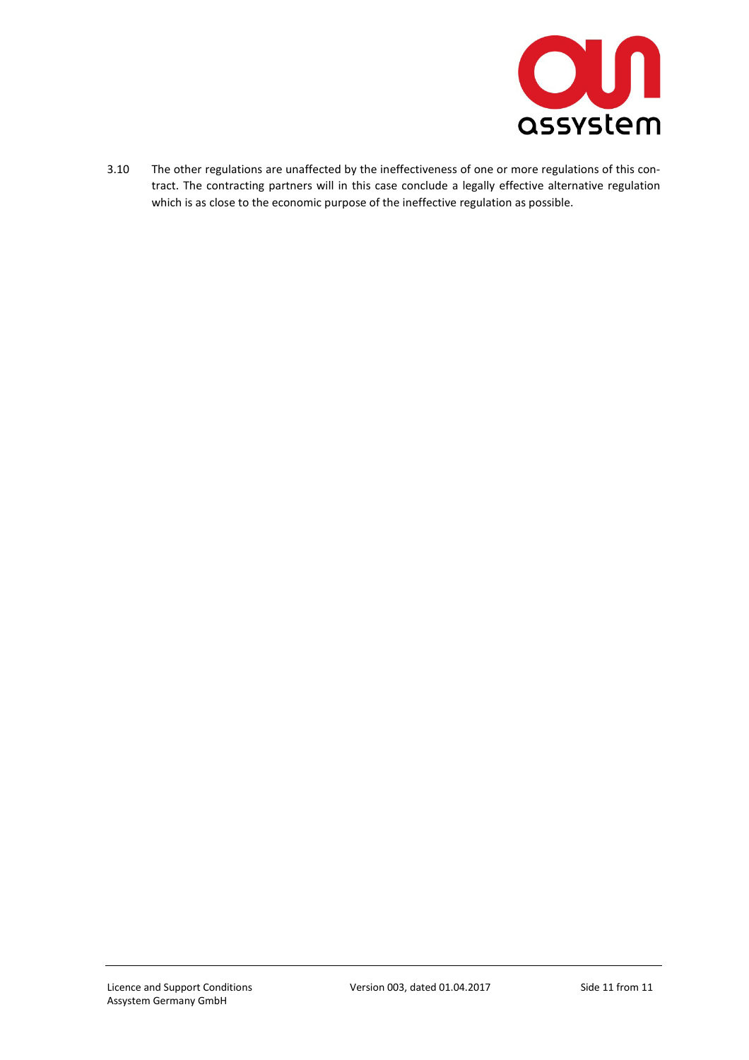3.10 The other regulations are unaffected by the ineffectiveness of one or more regulations of this contract. The contracting partners will in this case conclude a legally effective alternative regulation which is as close to the economic purpose of the ineffective regulation as possible.